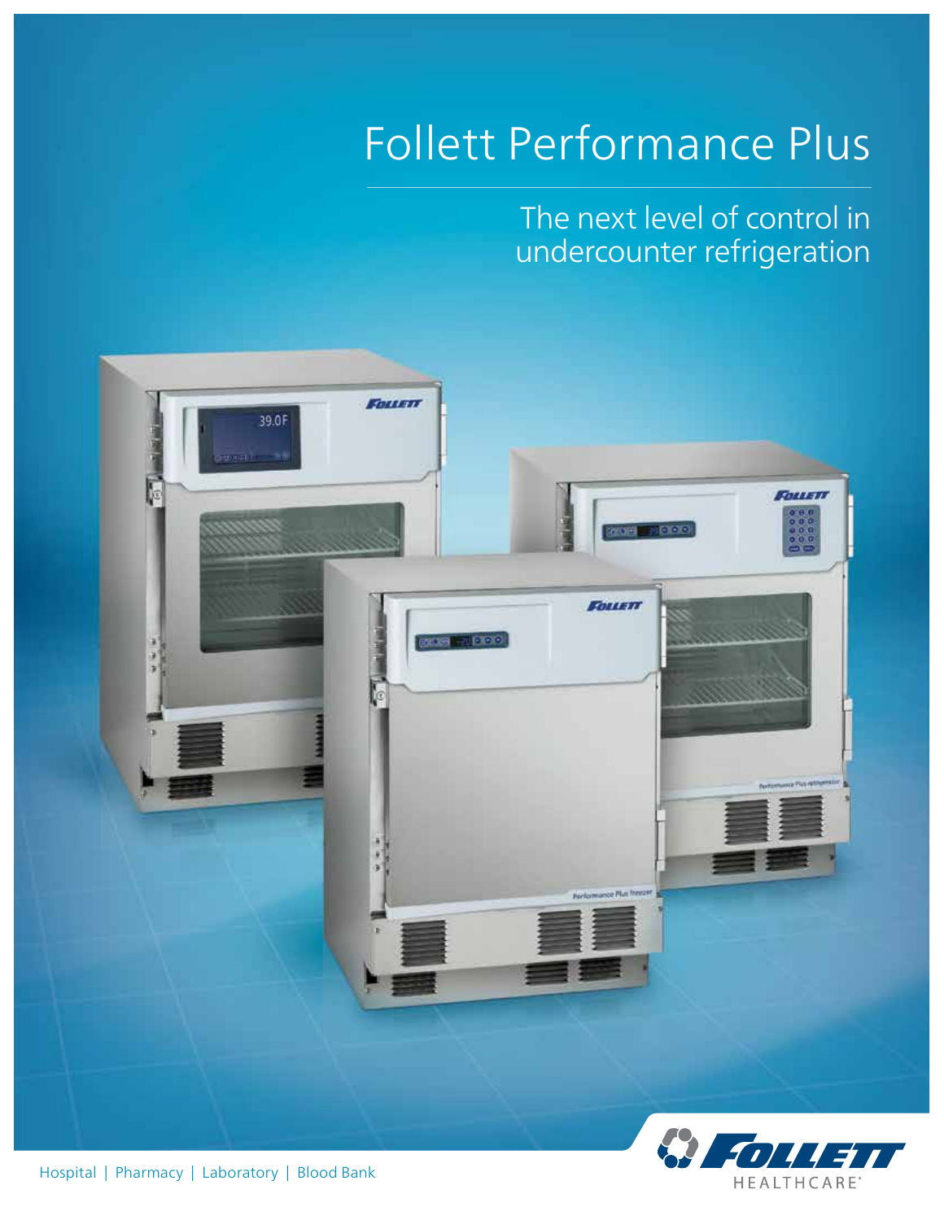# Follett Performance Plus

## The next level of control in undercounter refrigeration

Hospital | Pharmacy | Laboratory | Blood Bank

FOLLETT HEALTHCARE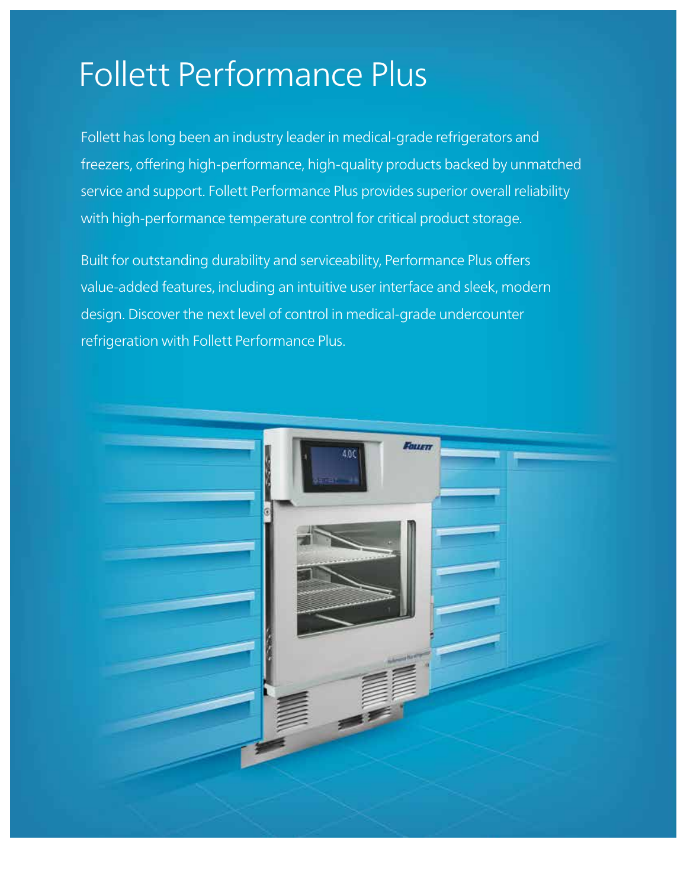# Follett Performance Plus

Follett has long been an industry leader in medical-grade refrigerators and freezers, offering high-performance, high-quality products backed by unmatched service and support. Follett Performance Plus provides superior overall reliability with high-performance temperature control for critical product storage.

Built for outstanding durability and serviceability, Performance Plus offers value-added features, including an intuitive user interface and sleek, modern design. Discover the next level of control in medical-grade undercounter refrigeration with Follett Performance Plus.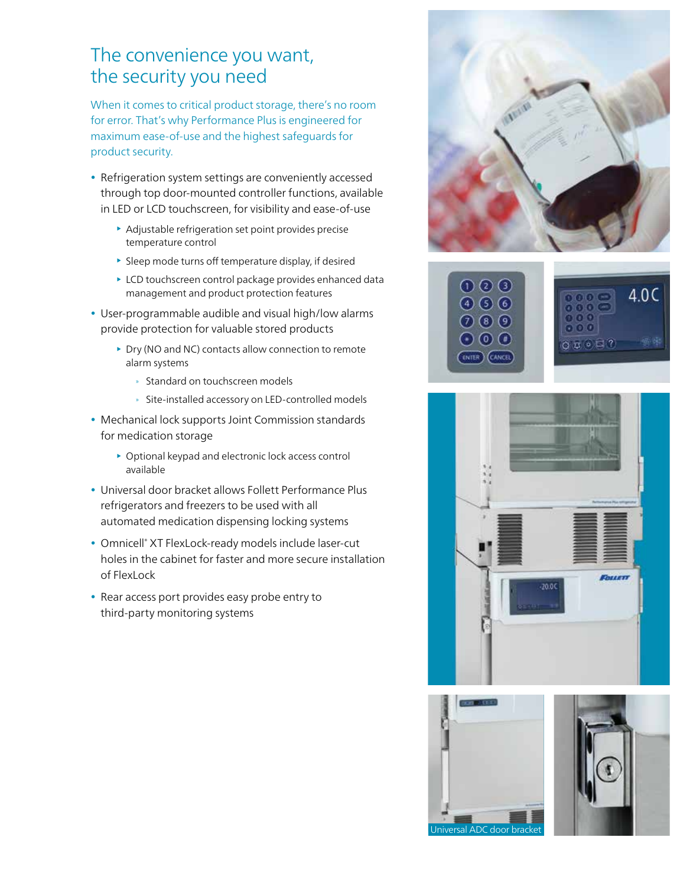# The convenience you want, the security you need

When it comes to critical product storage, there's no room for error. That's why Performance Plus is engineered for maximum ease-of-use and the highest safeguards for product security.

- Refrigeration system settings are conveniently accessed through top door-mounted controller functions, available in LED or LCD touchscreen, for visibility and ease-of-use
  - Adjustable refrigeration set point provides precise temperature control
  - Sleep mode turns off temperature display, if desired
  - LCD touchscreen control package provides enhanced data management and product protection features
- User-programmable audible and visual high/low alarms provide protection for valuable stored products
  - Dry (NO and NC) contacts allow connection to remote alarm systems
    - Standard on touchscreen models
    - Site-installed accessory on LED-controlled models
- Mechanical lock supports Joint Commission standards for medication storage
  - Optional keypad and electronic lock access control available
- Universal door bracket allows Follett Performance Plus refrigerators and freezers to be used with all automated medication dispensing locking systems
- Omnicell® XT FlexLock-ready models include laser-cut holes in the cabinet for faster and more secure installation of FlexLock
- Rear access port provides easy probe entry to third-party monitoring systems

Universal ADC door bracket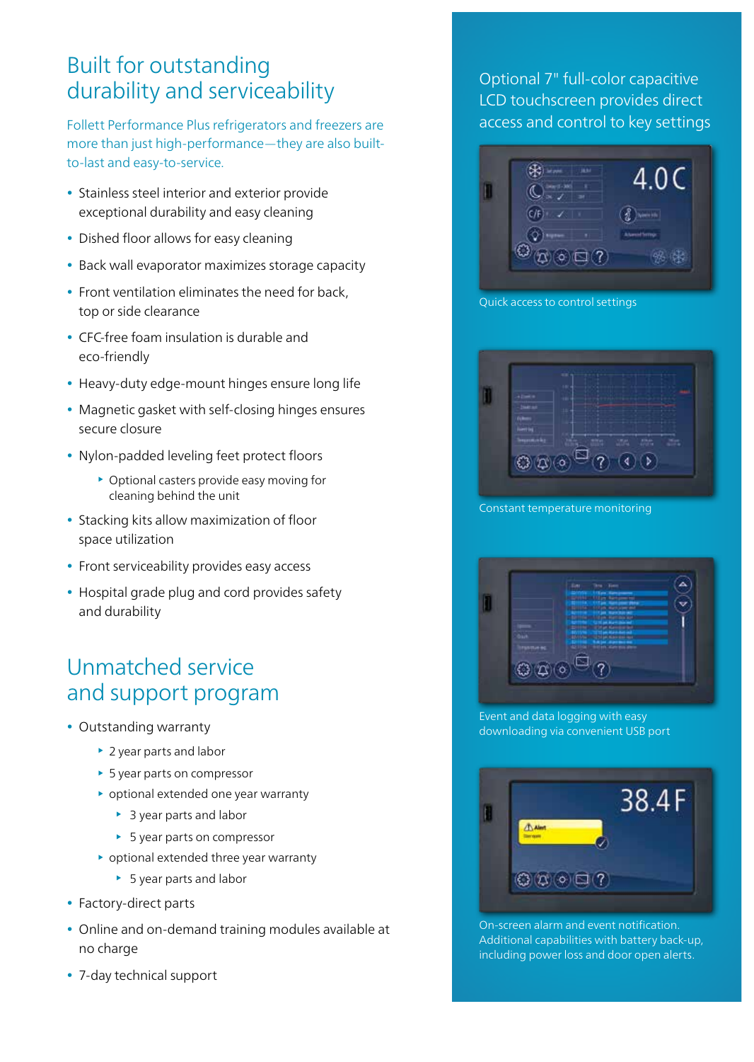## Built for outstanding durability and serviceability

Follett Performance Plus refrigerators and freezers are more than just high-performance—they are also built-to-last and easy-to-service.

- Stainless steel interior and exterior provide exceptional durability and easy cleaning
- Dished floor allows for easy cleaning
- Back wall evaporator maximizes storage capacity
- Front ventilation eliminates the need for back, top or side clearance
- CFC-free foam insulation is durable and eco-friendly
- Heavy-duty edge-mount hinges ensure long life
- Magnetic gasket with self-closing hinges ensures secure closure
- Nylon-padded leveling feet protect floors
  - Optional casters provide easy moving for cleaning behind the unit
- Stacking kits allow maximization of floor space utilization
- Front serviceability provides easy access
- Hospital grade plug and cord provides safety and durability

## Unmatched service and support program

- Outstanding warranty
  - 2 year parts and labor
  - 5 year parts on compressor
  - optional extended one year warranty
    - 3 year parts and labor
    - 5 year parts on compressor
  - optional extended three year warranty
    - 5 year parts and labor
- Factory-direct parts
- Online and on-demand training modules available at no charge
- 7-day technical support

## Optional 7" full-color capacitive LCD touchscreen provides direct access and control to key settings

Quick access to control settings

Constant temperature monitoring

Event and data logging with easy downloading via convenient USB port

On-screen alarm and event notification. Additional capabilities with battery back-up, including power loss and door open alerts.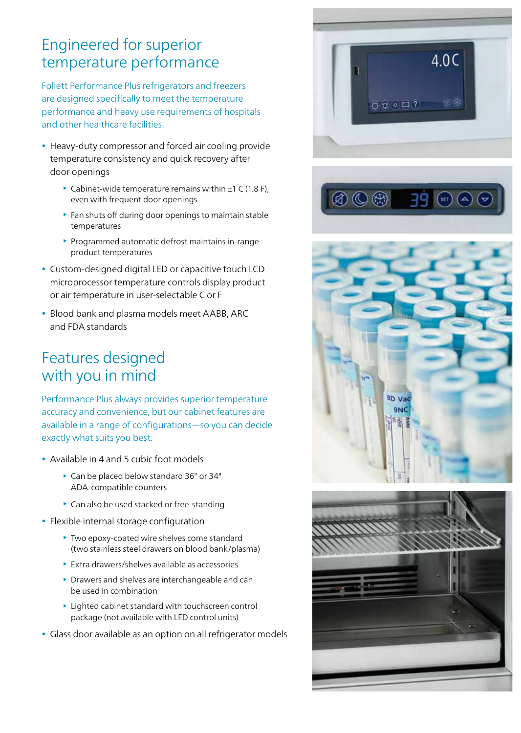## Engineered for superior temperature performance

Follett Performance Plus refrigerators and freezers are designed specifically to meet the temperature performance and heavy use requirements of hospitals and other healthcare facilities.

- Heavy-duty compressor and forced air cooling provide temperature consistency and quick recovery after door openings
  - Cabinet-wide temperature remains within ±1 C (1.8 F), even with frequent door openings
  - Fan shuts off during door openings to maintain stable temperatures
  - Programmed automatic defrost maintains in-range product temperatures
- Custom-designed digital LED or capacitive touch LCD microprocessor temperature controls display product or air temperature in user-selectable C or F
- Blood bank and plasma models meet AABB, ARC and FDA standards

## Features designed with you in mind

Performance Plus always provides superior temperature accuracy and convenience, but our cabinet features are available in a range of configurations—so you can decide exactly what suits you best.

- Available in 4 and 5 cubic foot models
  - Can be placed below standard 36" or 34" ADA-compatible counters
  - Can also be used stacked or free-standing
- Flexible internal storage configuration
  - Two epoxy-coated wire shelves come standard (two stainless steel drawers on blood bank/plasma)
  - Extra drawers/shelves available as accessories
  - Drawers and shelves are interchangeable and can be used in combination
  - Lighted cabinet standard with touchscreen control package (not available with LED control units)
- Glass door available as an option on all refrigerator models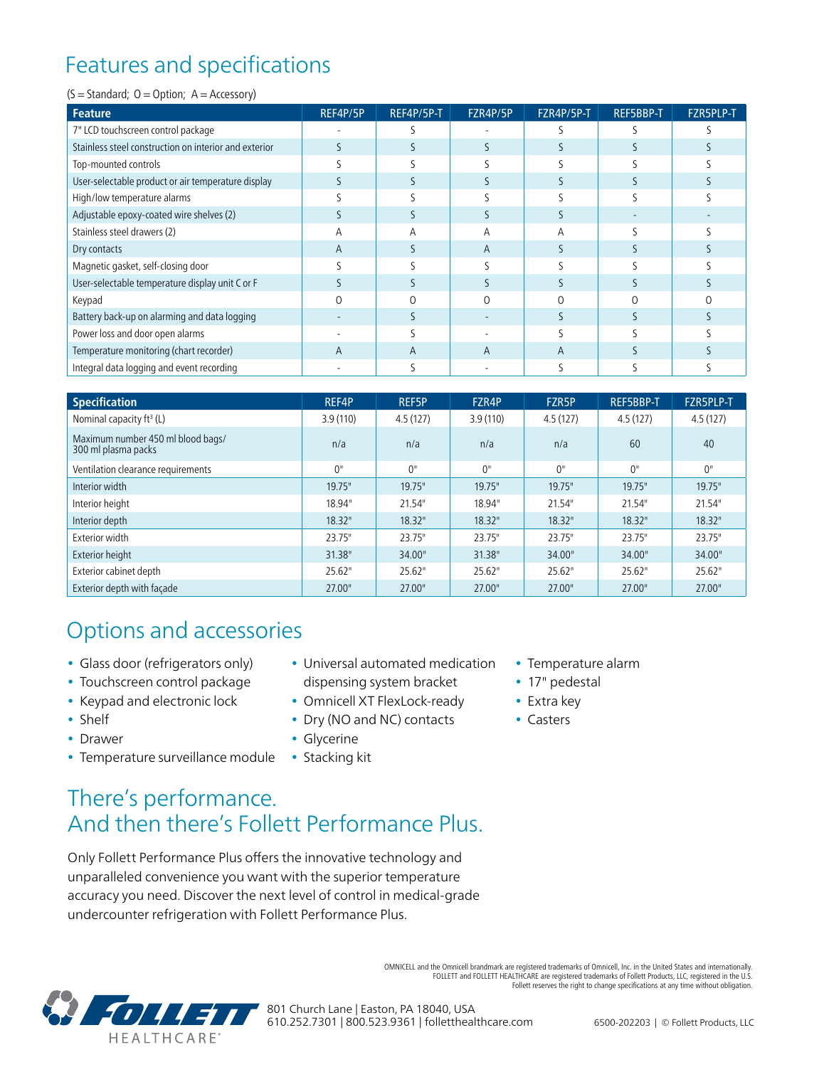# Features and specifications

(S = Standard; O = Option; A = Accessory)

| Feature | REF4P/5P | REF4P/5P-T | FZR4P/5P | FZR4P/5P-T | REF5BBP-T | FZR5PLP-T |
|---|---|---|---|---|---|---|
| 7" LCD touchscreen control package | - | S | - | S | S | S |
| Stainless steel construction on interior and exterior | S | S | S | S | S | S |
| Top-mounted controls | S | S | S | S | S | S |
| User-selectable product or air temperature display | S | S | S | S | S | S |
| High/low temperature alarms | S | S | S | S | S | S |
| Adjustable epoxy-coated wire shelves (2) | S | S | S | S | - | - |
| Stainless steel drawers (2) | A | A | A | A | S | S |
| Dry contacts | A | S | A | S | S | S |
| Magnetic gasket, self-closing door | S | S | S | S | S | S |
| User-selectable temperature display unit C or F | S | S | S | S | S | S |
| Keypad | O | O | O | O | O | O |
| Battery back-up on alarming and data logging | - | S | - | S | S | S |
| Power loss and door open alarms | - | S | - | S | S | S |
| Temperature monitoring (chart recorder) | A | A | A | A | S | S |
| Integral data logging and event recording | - | S | - | S | S | S |

| Specification | REF4P | REF5P | FZR4P | FZR5P | REF5BBP-T | FZR5PLP-T |
|---|---|---|---|---|---|---|
| Nominal capacity ft³ (L) | 3.9 (110) | 4.5 (127) | 3.9 (110) | 4.5 (127) | 4.5 (127) | 4.5 (127) |
| Maximum number 450 ml blood bags/ 300 ml plasma packs | n/a | n/a | n/a | n/a | 60 | 40 |
| Ventilation clearance requirements | 0" | 0" | 0" | 0" | 0" | 0" |
| Interior width | 19.75" | 19.75" | 19.75" | 19.75" | 19.75" | 19.75" |
| Interior height | 18.94" | 21.54" | 18.94" | 21.54" | 21.54" | 21.54" |
| Interior depth | 18.32" | 18.32" | 18.32" | 18.32" | 18.32" | 18.32" |
| Exterior width | 23.75" | 23.75" | 23.75" | 23.75" | 23.75" | 23.75" |
| Exterior height | 31.38" | 34.00" | 31.38" | 34.00" | 34.00" | 34.00" |
| Exterior cabinet depth | 25.62" | 25.62" | 25.62" | 25.62" | 25.62" | 25.62" |
| Exterior depth with façade | 27.00" | 27.00" | 27.00" | 27.00" | 27.00" | 27.00" |

# Options and accessories

- Glass door (refrigerators only)
- Touchscreen control package
- Keypad and electronic lock
- Shelf
- Drawer
- Temperature surveillance module
- Universal automated medication dispensing system bracket
- Omnicell XT FlexLock-ready
- Dry (NO and NC) contacts
- Glycerine
- Stacking kit
- Temperature alarm
- 17" pedestal
- Extra key
- Casters

# There's performance. And then there's Follett Performance Plus.

Only Follett Performance Plus offers the innovative technology and unparalleled convenience you want with the superior temperature accuracy you need. Discover the next level of control in medical-grade undercounter refrigeration with Follett Performance Plus.

OMNICELL and the Omnicell brandmark are registered trademarks of Omnicell, Inc. in the United States and internationally.
FOLLETT and FOLLETT HEALTHCARE are registered trademarks of Follett Products, LLC, registered in the U.S.
Follett reserves the right to change specifications at any time without obligation.

FOLLETT HEALTHCARE®

801 Church Lane | Easton, PA 18040, USA
610.252.7301 | 800.523.9361 | follettheathcare.com

6500-202203 | © Follett Products, LLC